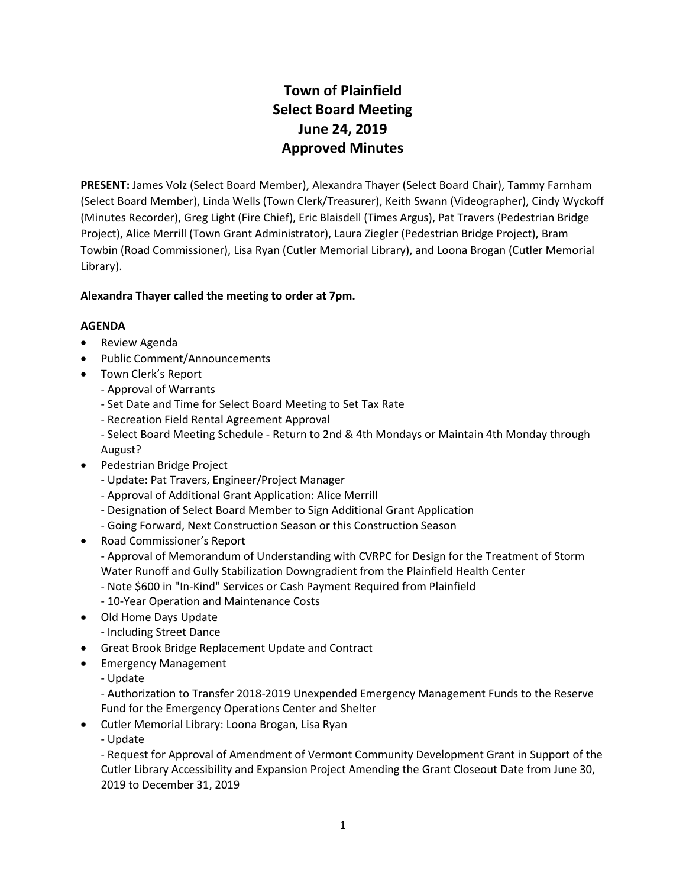# Town of Plainfield
# Select Board Meeting
# June 24, 2019
# Approved Minutes

**PRESENT:** James Volz (Select Board Member), Alexandra Thayer (Select Board Chair), Tammy Farnham (Select Board Member), Linda Wells (Town Clerk/Treasurer), Keith Swann (Videographer), Cindy Wyckoff (Minutes Recorder), Greg Light (Fire Chief), Eric Blaisdell (Times Argus), Pat Travers (Pedestrian Bridge Project), Alice Merrill (Town Grant Administrator), Laura Ziegler (Pedestrian Bridge Project), Bram Towbin (Road Commissioner), Lisa Ryan (Cutler Memorial Library), and Loona Brogan (Cutler Memorial Library).

**Alexandra Thayer called the meeting to order at 7pm.**

**AGENDA**

- Review Agenda
- Public Comment/Announcements
- Town Clerk's Report
  - Approval of Warrants
  - Set Date and Time for Select Board Meeting to Set Tax Rate
  - Recreation Field Rental Agreement Approval
  - Select Board Meeting Schedule - Return to 2nd & 4th Mondays or Maintain 4th Monday through August?
- Pedestrian Bridge Project
  - Update: Pat Travers, Engineer/Project Manager
  - Approval of Additional Grant Application: Alice Merrill
  - Designation of Select Board Member to Sign Additional Grant Application
  - Going Forward, Next Construction Season or this Construction Season
- Road Commissioner's Report
  - Approval of Memorandum of Understanding with CVRPC for Design for the Treatment of Storm Water Runoff and Gully Stabilization Downgradient from the Plainfield Health Center
  - Note $600 in "In-Kind" Services or Cash Payment Required from Plainfield
  - 10-Year Operation and Maintenance Costs
- Old Home Days Update
  - Including Street Dance
- Great Brook Bridge Replacement Update and Contract
- Emergency Management
  - Update
  - Authorization to Transfer 2018-2019 Unexpended Emergency Management Funds to the Reserve Fund for the Emergency Operations Center and Shelter
- Cutler Memorial Library: Loona Brogan, Lisa Ryan
  - Update
  - Request for Approval of Amendment of Vermont Community Development Grant in Support of the Cutler Library Accessibility and Expansion Project Amending the Grant Closeout Date from June 30, 2019 to December 31, 2019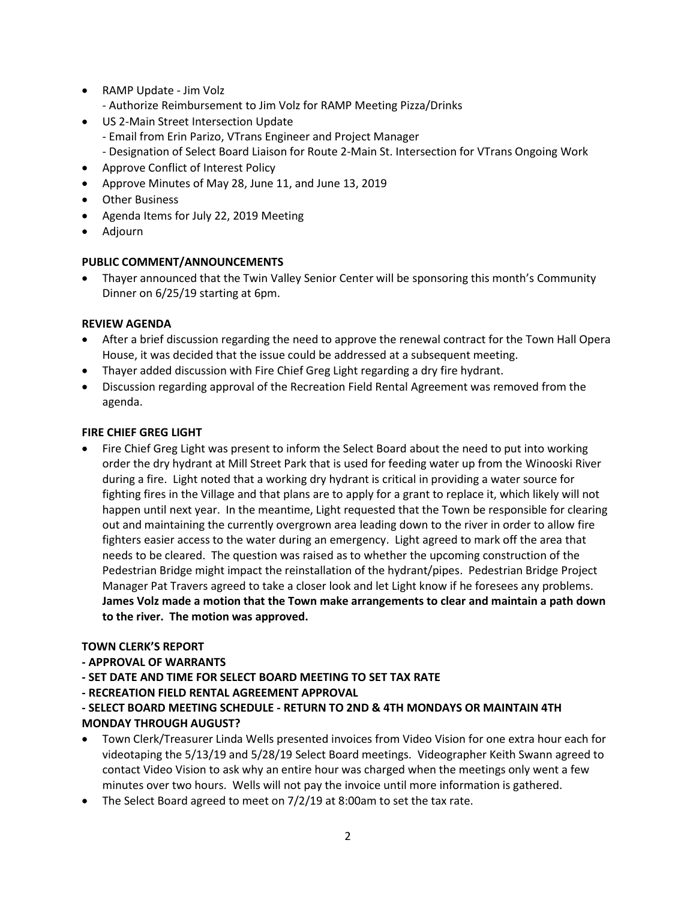- RAMP Update - Jim Volz
  - Authorize Reimbursement to Jim Volz for RAMP Meeting Pizza/Drinks
- US 2-Main Street Intersection Update
  - Email from Erin Parizo, VTrans Engineer and Project Manager
  - Designation of Select Board Liaison for Route 2-Main St. Intersection for VTrans Ongoing Work
- Approve Conflict of Interest Policy
- Approve Minutes of May 28, June 11, and June 13, 2019
- Other Business
- Agenda Items for July 22, 2019 Meeting
- Adjourn

**PUBLIC COMMENT/ANNOUNCEMENTS**

- Thayer announced that the Twin Valley Senior Center will be sponsoring this month's Community Dinner on 6/25/19 starting at 6pm.

**REVIEW AGENDA**

- After a brief discussion regarding the need to approve the renewal contract for the Town Hall Opera House, it was decided that the issue could be addressed at a subsequent meeting.
- Thayer added discussion with Fire Chief Greg Light regarding a dry fire hydrant.
- Discussion regarding approval of the Recreation Field Rental Agreement was removed from the agenda.

**FIRE CHIEF GREG LIGHT**

- Fire Chief Greg Light was present to inform the Select Board about the need to put into working order the dry hydrant at Mill Street Park that is used for feeding water up from the Winooski River during a fire. Light noted that a working dry hydrant is critical in providing a water source for fighting fires in the Village and that plans are to apply for a grant to replace it, which likely will not happen until next year. In the meantime, Light requested that the Town be responsible for clearing out and maintaining the currently overgrown area leading down to the river in order to allow fire fighters easier access to the water during an emergency. Light agreed to mark off the area that needs to be cleared. The question was raised as to whether the upcoming construction of the Pedestrian Bridge might impact the reinstallation of the hydrant/pipes. Pedestrian Bridge Project Manager Pat Travers agreed to take a closer look and let Light know if he foresees any problems. **James Volz made a motion that the Town make arrangements to clear and maintain a path down to the river. The motion was approved.**

**TOWN CLERK'S REPORT**

**- APPROVAL OF WARRANTS**

**- SET DATE AND TIME FOR SELECT BOARD MEETING TO SET TAX RATE**

**- RECREATION FIELD RENTAL AGREEMENT APPROVAL**

**- SELECT BOARD MEETING SCHEDULE - RETURN TO 2ND & 4TH MONDAYS OR MAINTAIN 4TH MONDAY THROUGH AUGUST?**

- Town Clerk/Treasurer Linda Wells presented invoices from Video Vision for one extra hour each for videotaping the 5/13/19 and 5/28/19 Select Board meetings. Videographer Keith Swann agreed to contact Video Vision to ask why an entire hour was charged when the meetings only went a few minutes over two hours. Wells will not pay the invoice until more information is gathered.
- The Select Board agreed to meet on 7/2/19 at 8:00am to set the tax rate.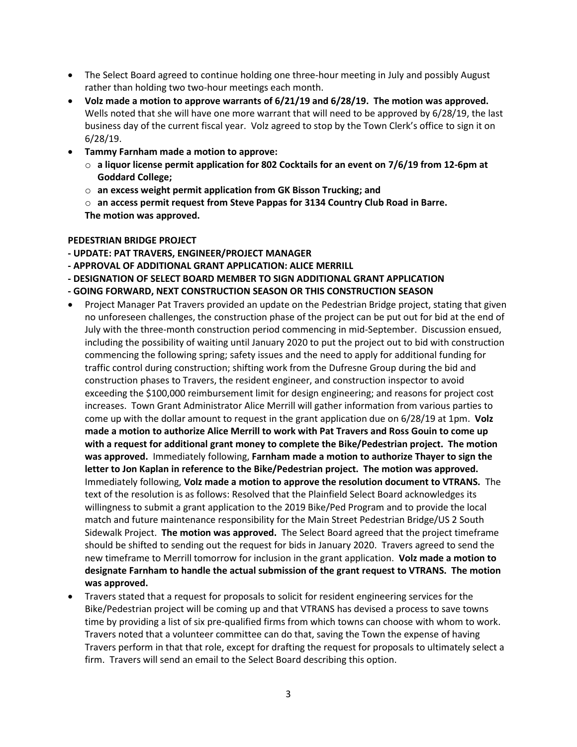- The Select Board agreed to continue holding one three-hour meeting in July and possibly August rather than holding two two-hour meetings each month.
- **Volz made a motion to approve warrants of 6/21/19 and 6/28/19. The motion was approved.** Wells noted that she will have one more warrant that will need to be approved by 6/28/19, the last business day of the current fiscal year. Volz agreed to stop by the Town Clerk's office to sign it on 6/28/19.
- **Tammy Farnham made a motion to approve:**
  - **a liquor license permit application for 802 Cocktails for an event on 7/6/19 from 12-6pm at Goddard College;**
  - **an excess weight permit application from GK Bisson Trucking; and**
  - **an access permit request from Steve Pappas for 3134 Country Club Road in Barre.**

  **The motion was approved.**

**PEDESTRIAN BRIDGE PROJECT**
**- UPDATE: PAT TRAVERS, ENGINEER/PROJECT MANAGER**
**- APPROVAL OF ADDITIONAL GRANT APPLICATION: ALICE MERRILL**
**- DESIGNATION OF SELECT BOARD MEMBER TO SIGN ADDITIONAL GRANT APPLICATION**
**- GOING FORWARD, NEXT CONSTRUCTION SEASON OR THIS CONSTRUCTION SEASON**

- Project Manager Pat Travers provided an update on the Pedestrian Bridge project, stating that given no unforeseen challenges, the construction phase of the project can be put out for bid at the end of July with the three-month construction period commencing in mid-September. Discussion ensued, including the possibility of waiting until January 2020 to put the project out to bid with construction commencing the following spring; safety issues and the need to apply for additional funding for traffic control during construction; shifting work from the Dufresne Group during the bid and construction phases to Travers, the resident engineer, and construction inspector to avoid exceeding the $100,000 reimbursement limit for design engineering; and reasons for project cost increases. Town Grant Administrator Alice Merrill will gather information from various parties to come up with the dollar amount to request in the grant application due on 6/28/19 at 1pm. **Volz made a motion to authorize Alice Merrill to work with Pat Travers and Ross Gouin to come up with a request for additional grant money to complete the Bike/Pedestrian project. The motion was approved.** Immediately following, **Farnham made a motion to authorize Thayer to sign the letter to Jon Kaplan in reference to the Bike/Pedestrian project. The motion was approved.** Immediately following, **Volz made a motion to approve the resolution document to VTRANS.** The text of the resolution is as follows: Resolved that the Plainfield Select Board acknowledges its willingness to submit a grant application to the 2019 Bike/Ped Program and to provide the local match and future maintenance responsibility for the Main Street Pedestrian Bridge/US 2 South Sidewalk Project. **The motion was approved.** The Select Board agreed that the project timeframe should be shifted to sending out the request for bids in January 2020. Travers agreed to send the new timeframe to Merrill tomorrow for inclusion in the grant application. **Volz made a motion to designate Farnham to handle the actual submission of the grant request to VTRANS. The motion was approved.**
- Travers stated that a request for proposals to solicit for resident engineering services for the Bike/Pedestrian project will be coming up and that VTRANS has devised a process to save towns time by providing a list of six pre-qualified firms from which towns can choose with whom to work. Travers noted that a volunteer committee can do that, saving the Town the expense of having Travers perform in that that role, except for drafting the request for proposals to ultimately select a firm. Travers will send an email to the Select Board describing this option.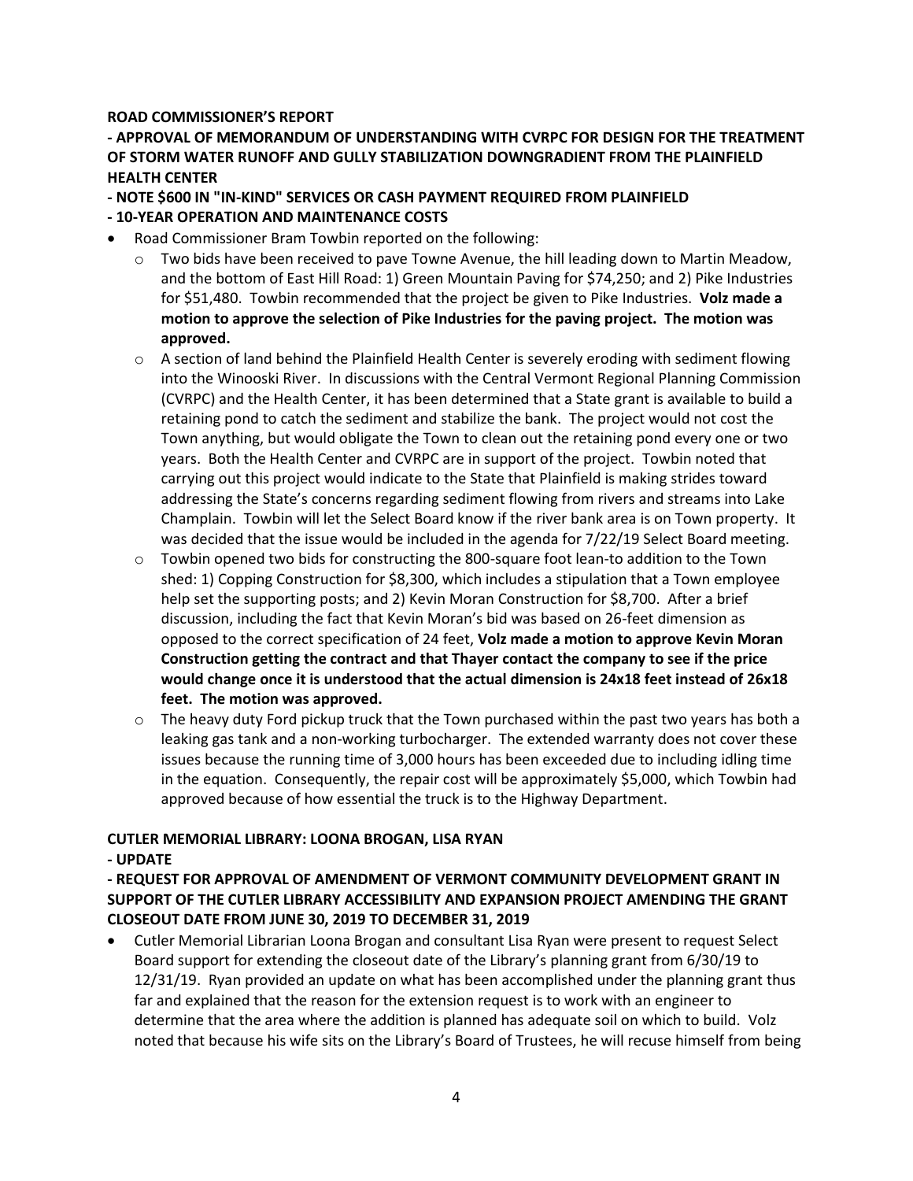**ROAD COMMISSIONER'S REPORT**

**- APPROVAL OF MEMORANDUM OF UNDERSTANDING WITH CVRPC FOR DESIGN FOR THE TREATMENT OF STORM WATER RUNOFF AND GULLY STABILIZATION DOWNGRADIENT FROM THE PLAINFIELD HEALTH CENTER**

**- NOTE $600 IN "IN-KIND" SERVICES OR CASH PAYMENT REQUIRED FROM PLAINFIELD**

**- 10-YEAR OPERATION AND MAINTENANCE COSTS**

- Road Commissioner Bram Towbin reported on the following:
  - Two bids have been received to pave Towne Avenue, the hill leading down to Martin Meadow, and the bottom of East Hill Road: 1) Green Mountain Paving for $74,250; and 2) Pike Industries for $51,480. Towbin recommended that the project be given to Pike Industries. **Volz made a motion to approve the selection of Pike Industries for the paving project. The motion was approved.**
  - A section of land behind the Plainfield Health Center is severely eroding with sediment flowing into the Winooski River. In discussions with the Central Vermont Regional Planning Commission (CVRPC) and the Health Center, it has been determined that a State grant is available to build a retaining pond to catch the sediment and stabilize the bank. The project would not cost the Town anything, but would obligate the Town to clean out the retaining pond every one or two years. Both the Health Center and CVRPC are in support of the project. Towbin noted that carrying out this project would indicate to the State that Plainfield is making strides toward addressing the State's concerns regarding sediment flowing from rivers and streams into Lake Champlain. Towbin will let the Select Board know if the river bank area is on Town property. It was decided that the issue would be included in the agenda for 7/22/19 Select Board meeting.
  - Towbin opened two bids for constructing the 800-square foot lean-to addition to the Town shed: 1) Copping Construction for $8,300, which includes a stipulation that a Town employee help set the supporting posts; and 2) Kevin Moran Construction for $8,700. After a brief discussion, including the fact that Kevin Moran's bid was based on 26-feet dimension as opposed to the correct specification of 24 feet, **Volz made a motion to approve Kevin Moran Construction getting the contract and that Thayer contact the company to see if the price would change once it is understood that the actual dimension is 24x18 feet instead of 26x18 feet. The motion was approved.**
  - The heavy duty Ford pickup truck that the Town purchased within the past two years has both a leaking gas tank and a non-working turbocharger. The extended warranty does not cover these issues because the running time of 3,000 hours has been exceeded due to including idling time in the equation. Consequently, the repair cost will be approximately $5,000, which Towbin had approved because of how essential the truck is to the Highway Department.

**CUTLER MEMORIAL LIBRARY: LOONA BROGAN, LISA RYAN**

**- UPDATE**

**- REQUEST FOR APPROVAL OF AMENDMENT OF VERMONT COMMUNITY DEVELOPMENT GRANT IN SUPPORT OF THE CUTLER LIBRARY ACCESSIBILITY AND EXPANSION PROJECT AMENDING THE GRANT CLOSEOUT DATE FROM JUNE 30, 2019 TO DECEMBER 31, 2019**

- Cutler Memorial Librarian Loona Brogan and consultant Lisa Ryan were present to request Select Board support for extending the closeout date of the Library's planning grant from 6/30/19 to 12/31/19. Ryan provided an update on what has been accomplished under the planning grant thus far and explained that the reason for the extension request is to work with an engineer to determine that the area where the addition is planned has adequate soil on which to build. Volz noted that because his wife sits on the Library's Board of Trustees, he will recuse himself from being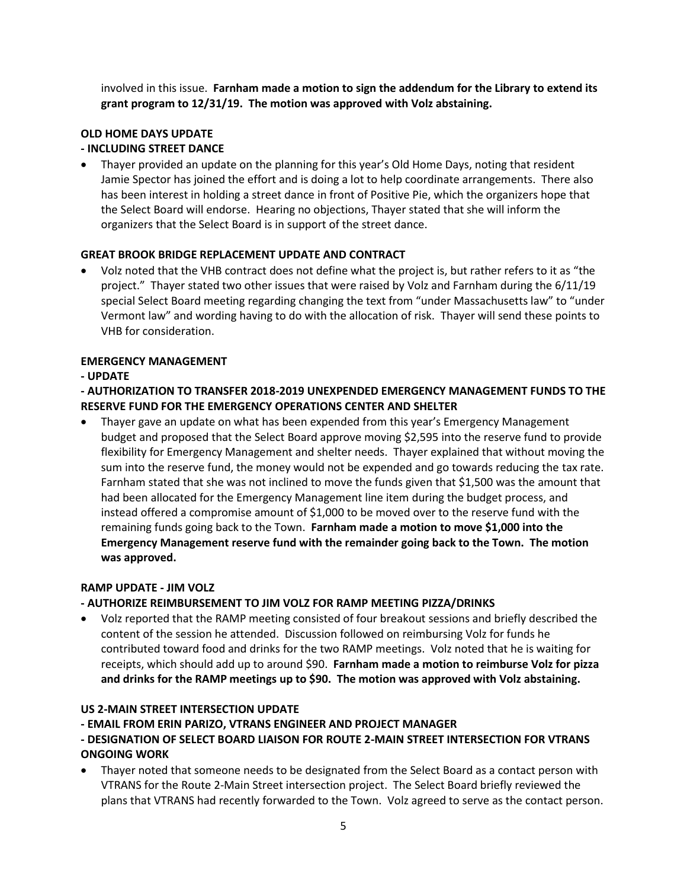involved in this issue. **Farnham made a motion to sign the addendum for the Library to extend its grant program to 12/31/19. The motion was approved with Volz abstaining.**

**OLD HOME DAYS UPDATE**
**- INCLUDING STREET DANCE**

- Thayer provided an update on the planning for this year's Old Home Days, noting that resident Jamie Spector has joined the effort and is doing a lot to help coordinate arrangements. There also has been interest in holding a street dance in front of Positive Pie, which the organizers hope that the Select Board will endorse. Hearing no objections, Thayer stated that she will inform the organizers that the Select Board is in support of the street dance.

**GREAT BROOK BRIDGE REPLACEMENT UPDATE AND CONTRACT**

- Volz noted that the VHB contract does not define what the project is, but rather refers to it as "the project." Thayer stated two other issues that were raised by Volz and Farnham during the 6/11/19 special Select Board meeting regarding changing the text from "under Massachusetts law" to "under Vermont law" and wording having to do with the allocation of risk. Thayer will send these points to VHB for consideration.

**EMERGENCY MANAGEMENT**
**- UPDATE**
**- AUTHORIZATION TO TRANSFER 2018-2019 UNEXPENDED EMERGENCY MANAGEMENT FUNDS TO THE RESERVE FUND FOR THE EMERGENCY OPERATIONS CENTER AND SHELTER**

- Thayer gave an update on what has been expended from this year's Emergency Management budget and proposed that the Select Board approve moving $2,595 into the reserve fund to provide flexibility for Emergency Management and shelter needs. Thayer explained that without moving the sum into the reserve fund, the money would not be expended and go towards reducing the tax rate. Farnham stated that she was not inclined to move the funds given that $1,500 was the amount that had been allocated for the Emergency Management line item during the budget process, and instead offered a compromise amount of $1,000 to be moved over to the reserve fund with the remaining funds going back to the Town. **Farnham made a motion to move $1,000 into the Emergency Management reserve fund with the remainder going back to the Town. The motion was approved.**

**RAMP UPDATE - JIM VOLZ**
**- AUTHORIZE REIMBURSEMENT TO JIM VOLZ FOR RAMP MEETING PIZZA/DRINKS**

- Volz reported that the RAMP meeting consisted of four breakout sessions and briefly described the content of the session he attended. Discussion followed on reimbursing Volz for funds he contributed toward food and drinks for the two RAMP meetings. Volz noted that he is waiting for receipts, which should add up to around $90. **Farnham made a motion to reimburse Volz for pizza and drinks for the RAMP meetings up to $90. The motion was approved with Volz abstaining.**

**US 2-MAIN STREET INTERSECTION UPDATE**
**- EMAIL FROM ERIN PARIZO, VTRANS ENGINEER AND PROJECT MANAGER**
**- DESIGNATION OF SELECT BOARD LIAISON FOR ROUTE 2-MAIN STREET INTERSECTION FOR VTRANS ONGOING WORK**

- Thayer noted that someone needs to be designated from the Select Board as a contact person with VTRANS for the Route 2-Main Street intersection project. The Select Board briefly reviewed the plans that VTRANS had recently forwarded to the Town. Volz agreed to serve as the contact person.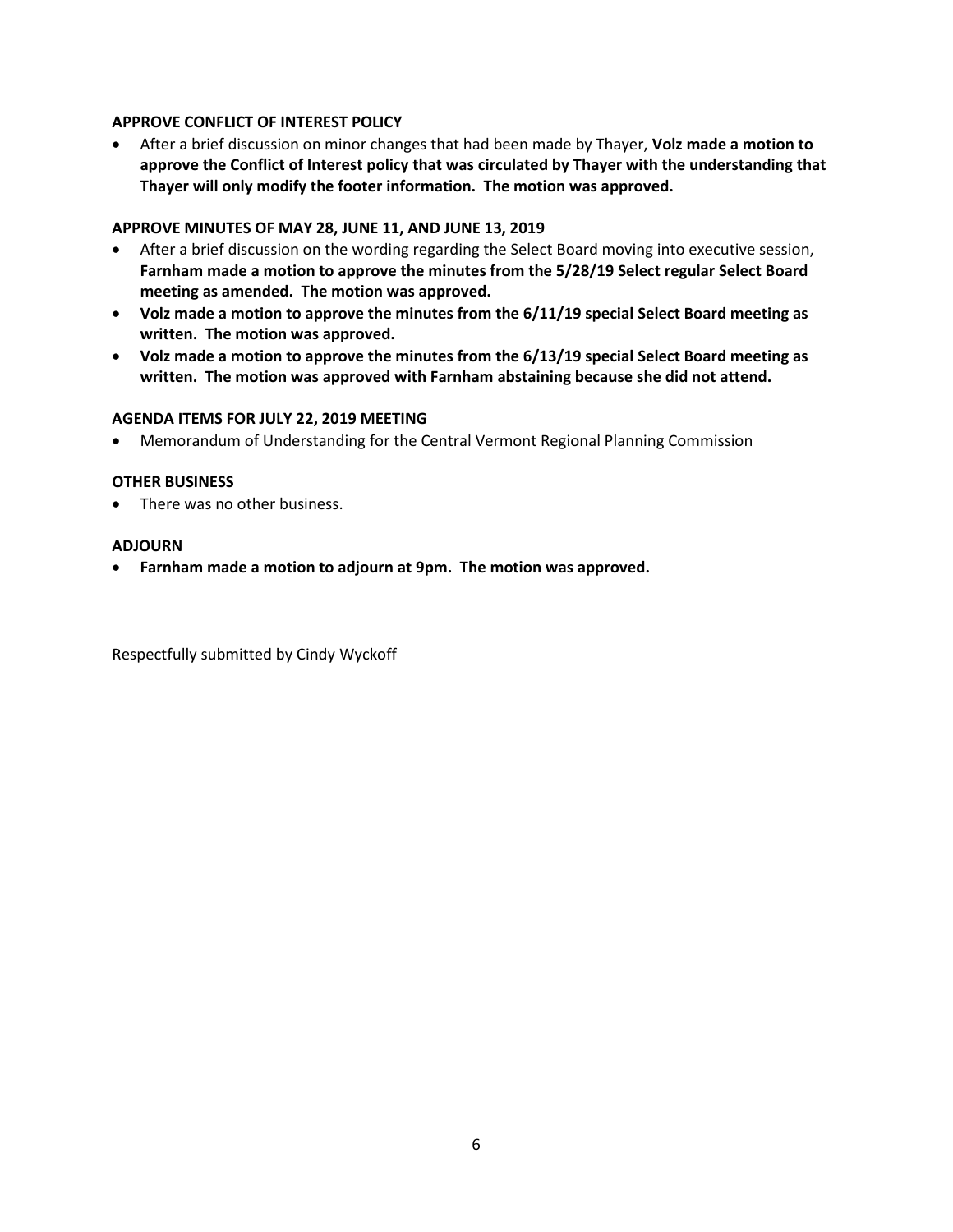**APPROVE CONFLICT OF INTEREST POLICY**

- After a brief discussion on minor changes that had been made by Thayer, **Volz made a motion to approve the Conflict of Interest policy that was circulated by Thayer with the understanding that Thayer will only modify the footer information. The motion was approved.**

**APPROVE MINUTES OF MAY 28, JUNE 11, AND JUNE 13, 2019**

- After a brief discussion on the wording regarding the Select Board moving into executive session, **Farnham made a motion to approve the minutes from the 5/28/19 Select regular Select Board meeting as amended. The motion was approved.**
- **Volz made a motion to approve the minutes from the 6/11/19 special Select Board meeting as written. The motion was approved.**
- **Volz made a motion to approve the minutes from the 6/13/19 special Select Board meeting as written. The motion was approved with Farnham abstaining because she did not attend.**

**AGENDA ITEMS FOR JULY 22, 2019 MEETING**

- Memorandum of Understanding for the Central Vermont Regional Planning Commission

**OTHER BUSINESS**

- There was no other business.

**ADJOURN**

- **Farnham made a motion to adjourn at 9pm. The motion was approved.**

Respectfully submitted by Cindy Wyckoff